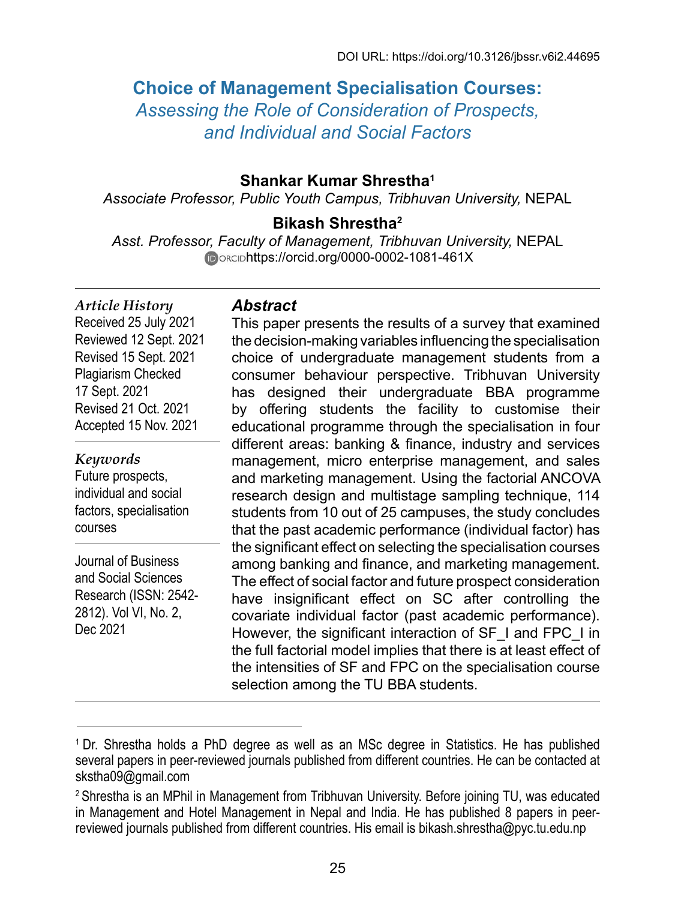DOI URL: https://doi.org/10.3126/jbssr.v6i2.44695

# Choice of Management Specialisation Courses: *Assessing the Role of Consideration of Prospects, and Individual and Social Factors*

**Shankar Kumar Shrestha**[1]
*Associate Professor, Public Youth Campus, Tribhuvan University,* NEPAL

**Bikash Shrestha**[2]
*Asst. Professor, Faculty of Management, Tribhuvan University,* NEPAL
ORCID https://orcid.org/0000-0002-1081-461X

---

*Article History*
Received 25 July 2021
Reviewed 12 Sept. 2021
Revised 15 Sept. 2021
Plagiarism Checked 17 Sept. 2021
Revised 21 Oct. 2021
Accepted 15 Nov. 2021

*Keywords*
Future prospects, individual and social factors, specialisation courses

Journal of Business and Social Sciences Research (ISSN: 2542-2812). Vol VI, No. 2, Dec 2021

## *Abstract*

This paper presents the results of a survey that examined the decision-making variables influencing the specialisation choice of undergraduate management students from a consumer behaviour perspective. Tribhuvan University has designed their undergraduate BBA programme by offering students the facility to customise their educational programme through the specialisation in four different areas: banking & finance, industry and services management, micro enterprise management, and sales and marketing management. Using the factorial ANCOVA research design and multistage sampling technique, 114 students from 10 out of 25 campuses, the study concludes that the past academic performance (individual factor) has the significant effect on selecting the specialisation courses among banking and finance, and marketing management. The effect of social factor and future prospect consideration have insignificant effect on SC after controlling the covariate individual factor (past academic performance). However, the significant interaction of SF_I and FPC_I in the full factorial model implies that there is at least effect of the intensities of SF and FPC on the specialisation course selection among the TU BBA students.

---

[1] Dr. Shrestha holds a PhD degree as well as an MSc degree in Statistics. He has published several papers in peer-reviewed journals published from different countries. He can be contacted at skstha09@gmail.com

[2] Shrestha is an MPhil in Management from Tribhuvan University. Before joining TU, was educated in Management and Hotel Management in Nepal and India. He has published 8 papers in peer-reviewed journals published from different countries. His email is bikash.shrestha@pyc.tu.edu.np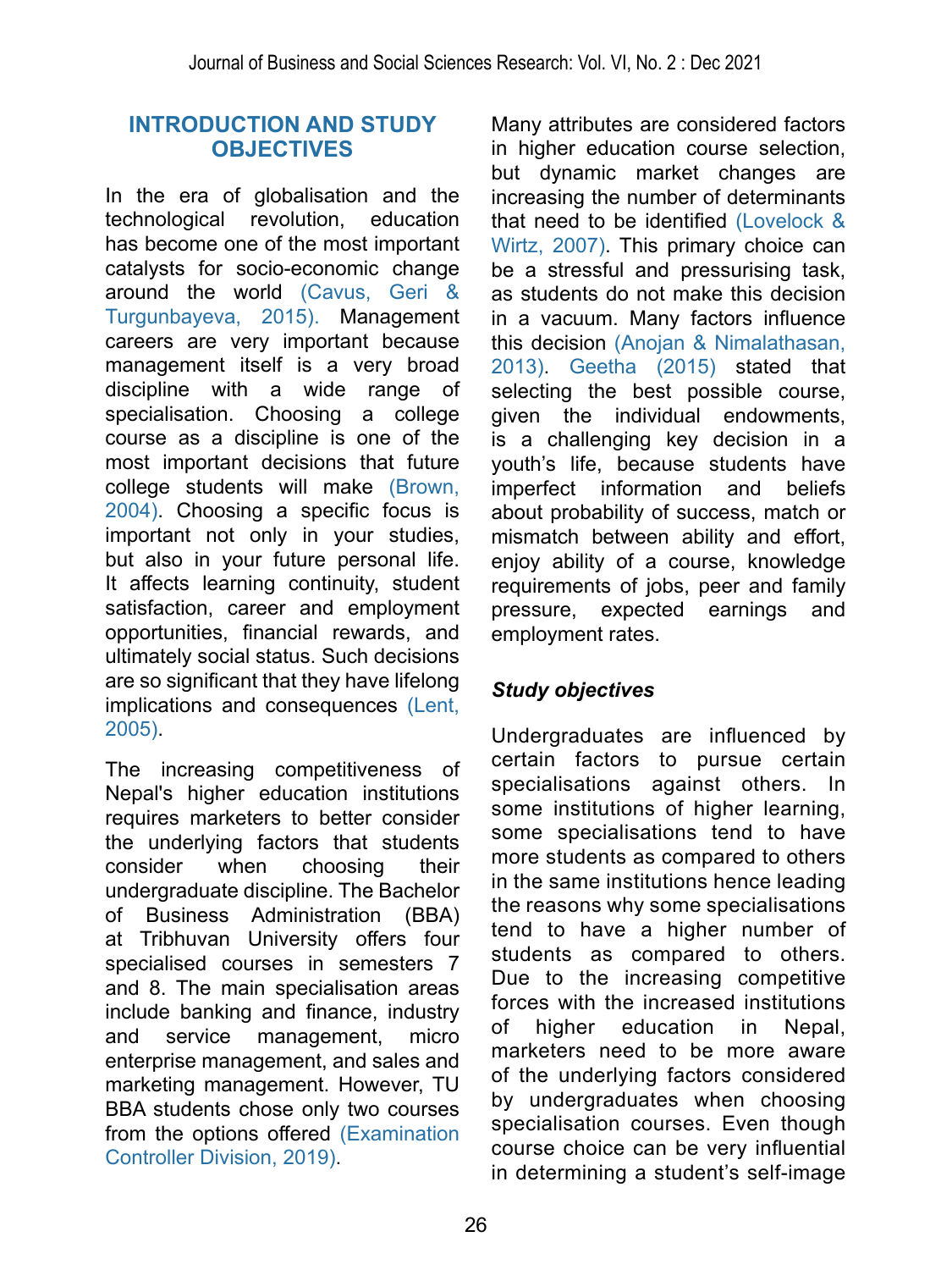## INTRODUCTION AND STUDY OBJECTIVES

In the era of globalisation and the technological revolution, education has become one of the most important catalysts for socio-economic change around the world (Cavus, Geri & Turgunbayeva, 2015). Management careers are very important because management itself is a very broad discipline with a wide range of specialisation. Choosing a college course as a discipline is one of the most important decisions that future college students will make (Brown, 2004). Choosing a specific focus is important not only in your studies, but also in your future personal life. It affects learning continuity, student satisfaction, career and employment opportunities, financial rewards, and ultimately social status. Such decisions are so significant that they have lifelong implications and consequences (Lent, 2005).

The increasing competitiveness of Nepal's higher education institutions requires marketers to better consider the underlying factors that students consider when choosing their undergraduate discipline. The Bachelor of Business Administration (BBA) at Tribhuvan University offers four specialised courses in semesters 7 and 8. The main specialisation areas include banking and finance, industry and service management, micro enterprise management, and sales and marketing management. However, TU BBA students chose only two courses from the options offered (Examination Controller Division, 2019).

Many attributes are considered factors in higher education course selection, but dynamic market changes are increasing the number of determinants that need to be identified (Lovelock & Wirtz, 2007). This primary choice can be a stressful and pressurising task, as students do not make this decision in a vacuum. Many factors influence this decision (Anojan & Nimalathasan, 2013). Geetha (2015) stated that selecting the best possible course, given the individual endowments, is a challenging key decision in a youth's life, because students have imperfect information and beliefs about probability of success, match or mismatch between ability and effort, enjoy ability of a course, knowledge requirements of jobs, peer and family pressure, expected earnings and employment rates.

### *Study objectives*

Undergraduates are influenced by certain factors to pursue certain specialisations against others. In some institutions of higher learning, some specialisations tend to have more students as compared to others in the same institutions hence leading the reasons why some specialisations tend to have a higher number of students as compared to others. Due to the increasing competitive forces with the increased institutions of higher education in Nepal, marketers need to be more aware of the underlying factors considered by undergraduates when choosing specialisation courses. Even though course choice can be very influential in determining a student's self-image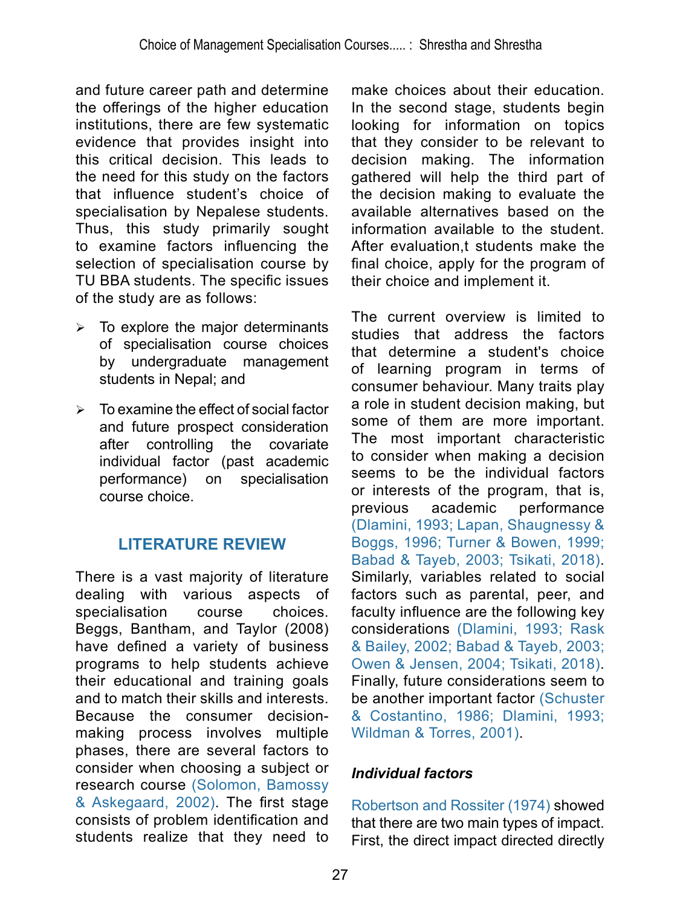and future career path and determine the offerings of the higher education institutions, there are few systematic evidence that provides insight into this critical decision. This leads to the need for this study on the factors that influence student's choice of specialisation by Nepalese students. Thus, this study primarily sought to examine factors influencing the selection of specialisation course by TU BBA students. The specific issues of the study are as follows:

- To explore the major determinants of specialisation course choices by undergraduate management students in Nepal; and
- To examine the effect of social factor and future prospect consideration after controlling the covariate individual factor (past academic performance) on specialisation course choice.

## LITERATURE REVIEW

There is a vast majority of literature dealing with various aspects of specialisation course choices. Beggs, Bantham, and Taylor (2008) have defined a variety of business programs to help students achieve their educational and training goals and to match their skills and interests. Because the consumer decision-making process involves multiple phases, there are several factors to consider when choosing a subject or research course (Solomon, Bamossy & Askegaard, 2002). The first stage consists of problem identification and students realize that they need to make choices about their education. In the second stage, students begin looking for information on topics that they consider to be relevant to decision making. The information gathered will help the third part of the decision making to evaluate the available alternatives based on the information available to the student. After evaluation,t students make the final choice, apply for the program of their choice and implement it.

The current overview is limited to studies that address the factors that determine a student's choice of learning program in terms of consumer behaviour. Many traits play a role in student decision making, but some of them are more important. The most important characteristic to consider when making a decision seems to be the individual factors or interests of the program, that is, previous academic performance (Dlamini, 1993; Lapan, Shaugnessy & Boggs, 1996; Turner & Bowen, 1999; Babad & Tayeb, 2003; Tsikati, 2018). Similarly, variables related to social factors such as parental, peer, and faculty influence are the following key considerations (Dlamini, 1993; Rask & Bailey, 2002; Babad & Tayeb, 2003; Owen & Jensen, 2004; Tsikati, 2018). Finally, future considerations seem to be another important factor (Schuster & Costantino, 1986; Dlamini, 1993; Wildman & Torres, 2001).

### *Individual factors*

Robertson and Rossiter (1974) showed that there are two main types of impact. First, the direct impact directed directly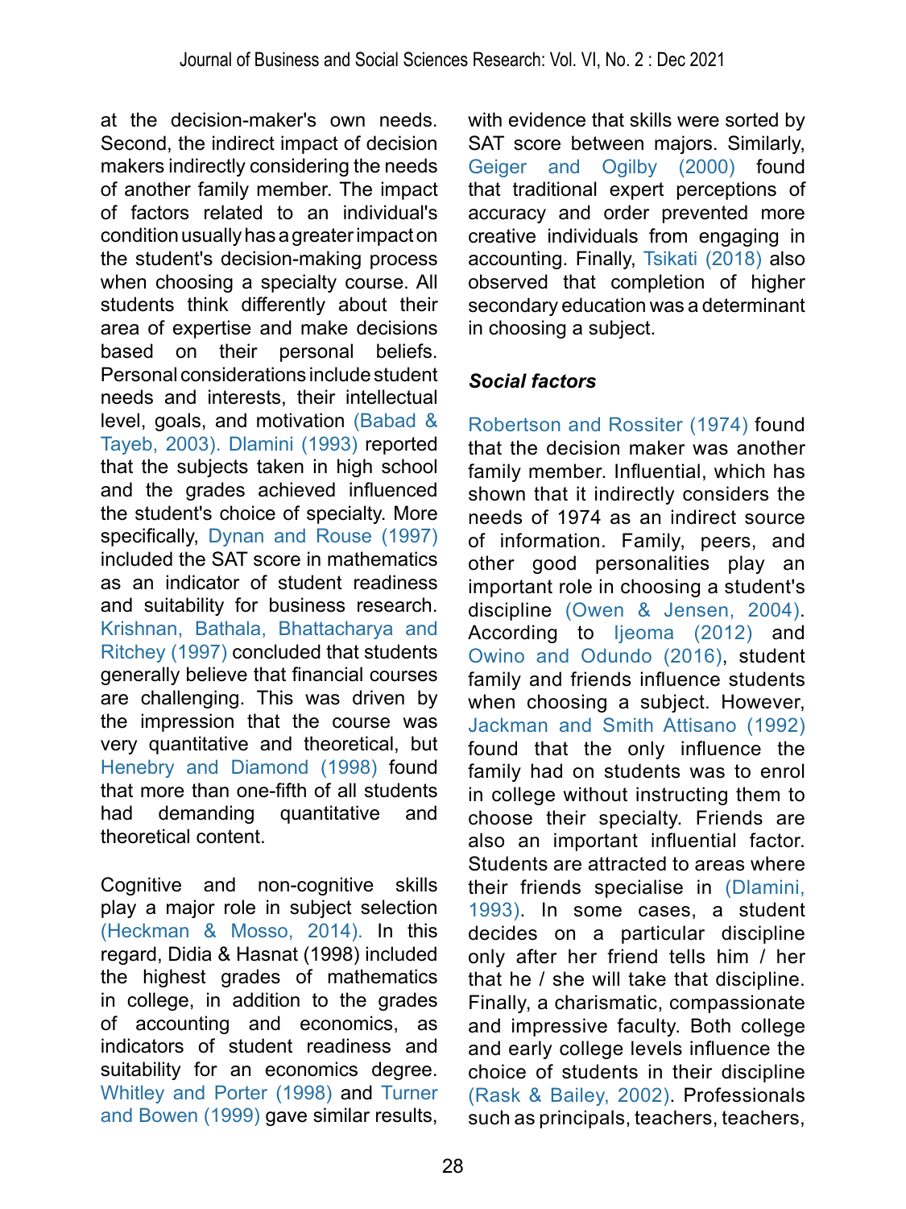at the decision-maker's own needs. Second, the indirect impact of decision makers indirectly considering the needs of another family member. The impact of factors related to an individual's condition usually has a greater impact on the student's decision-making process when choosing a specialty course. All students think differently about their area of expertise and make decisions based on their personal beliefs. Personal considerations include student needs and interests, their intellectual level, goals, and motivation (Babad & Tayeb, 2003). Dlamini (1993) reported that the subjects taken in high school and the grades achieved influenced the student's choice of specialty. More specifically, Dynan and Rouse (1997) included the SAT score in mathematics as an indicator of student readiness and suitability for business research. Krishnan, Bathala, Bhattacharya and Ritchey (1997) concluded that students generally believe that financial courses are challenging. This was driven by the impression that the course was very quantitative and theoretical, but Henebry and Diamond (1998) found that more than one-fifth of all students had demanding quantitative and theoretical content.

Cognitive and non-cognitive skills play a major role in subject selection (Heckman & Mosso, 2014). In this regard, Didia & Hasnat (1998) included the highest grades of mathematics in college, in addition to the grades of accounting and economics, as indicators of student readiness and suitability for an economics degree. Whitley and Porter (1998) and Turner and Bowen (1999) gave similar results, with evidence that skills were sorted by SAT score between majors. Similarly, Geiger and Ogilby (2000) found that traditional expert perceptions of accuracy and order prevented more creative individuals from engaging in accounting. Finally, Tsikati (2018) also observed that completion of higher secondary education was a determinant in choosing a subject.

### *Social factors*

Robertson and Rossiter (1974) found that the decision maker was another family member. Influential, which has shown that it indirectly considers the needs of 1974 as an indirect source of information. Family, peers, and other good personalities play an important role in choosing a student's discipline (Owen & Jensen, 2004). According to Ijeoma (2012) and Owino and Odundo (2016), student family and friends influence students when choosing a subject. However, Jackman and Smith Attisano (1992) found that the only influence the family had on students was to enrol in college without instructing them to choose their specialty. Friends are also an important influential factor. Students are attracted to areas where their friends specialise in (Dlamini, 1993). In some cases, a student decides on a particular discipline only after her friend tells him / her that he / she will take that discipline. Finally, a charismatic, compassionate and impressive faculty. Both college and early college levels influence the choice of students in their discipline (Rask & Bailey, 2002). Professionals such as principals, teachers, teachers,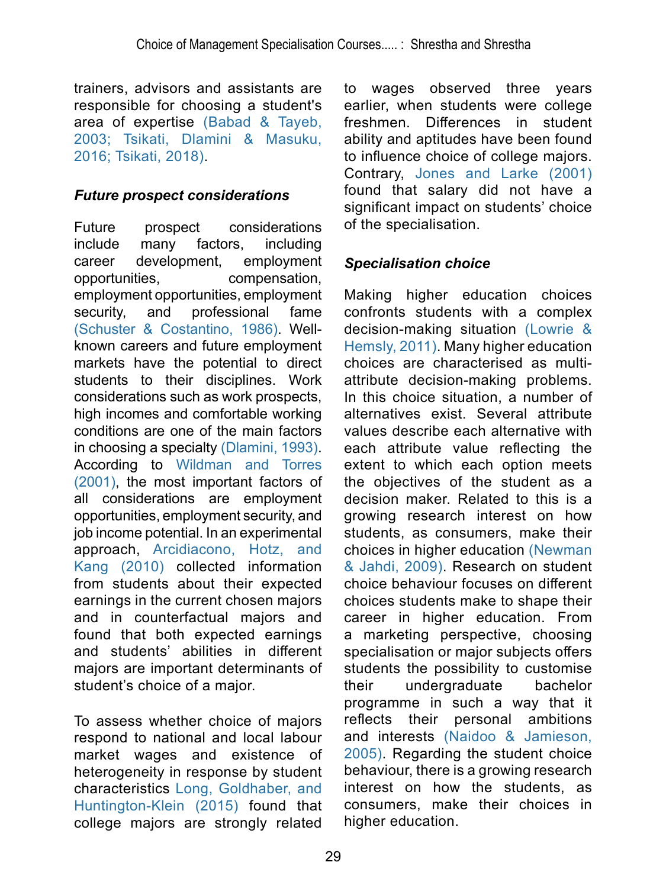trainers, advisors and assistants are responsible for choosing a student's area of expertise (Babad & Tayeb, 2003; Tsikati, Dlamini & Masuku, 2016; Tsikati, 2018).

### *Future prospect considerations*

Future prospect considerations include many factors, including career development, employment opportunities, compensation, employment opportunities, employment security, and professional fame (Schuster & Costantino, 1986). Well-known careers and future employment markets have the potential to direct students to their disciplines. Work considerations such as work prospects, high incomes and comfortable working conditions are one of the main factors in choosing a specialty (Dlamini, 1993). According to Wildman and Torres (2001), the most important factors of all considerations are employment opportunities, employment security, and job income potential. In an experimental approach, Arcidiacono, Hotz, and Kang (2010) collected information from students about their expected earnings in the current chosen majors and in counterfactual majors and found that both expected earnings and students' abilities in different majors are important determinants of student's choice of a major.

To assess whether choice of majors respond to national and local labour market wages and existence of heterogeneity in response by student characteristics Long, Goldhaber, and Huntington-Klein (2015) found that college majors are strongly related to wages observed three years earlier, when students were college freshmen. Differences in student ability and aptitudes have been found to influence choice of college majors. Contrary, Jones and Larke (2001) found that salary did not have a significant impact on students' choice of the specialisation.

### *Specialisation choice*

Making higher education choices confronts students with a complex decision-making situation (Lowrie & Hemsly, 2011). Many higher education choices are characterised as multi-attribute decision-making problems. In this choice situation, a number of alternatives exist. Several attribute values describe each alternative with each attribute value reflecting the extent to which each option meets the objectives of the student as a decision maker. Related to this is a growing research interest on how students, as consumers, make their choices in higher education (Newman & Jahdi, 2009). Research on student choice behaviour focuses on different choices students make to shape their career in higher education. From a marketing perspective, choosing specialisation or major subjects offers students the possibility to customise their undergraduate bachelor programme in such a way that it reflects their personal ambitions and interests (Naidoo & Jamieson, 2005). Regarding the student choice behaviour, there is a growing research interest on how the students, as consumers, make their choices in higher education.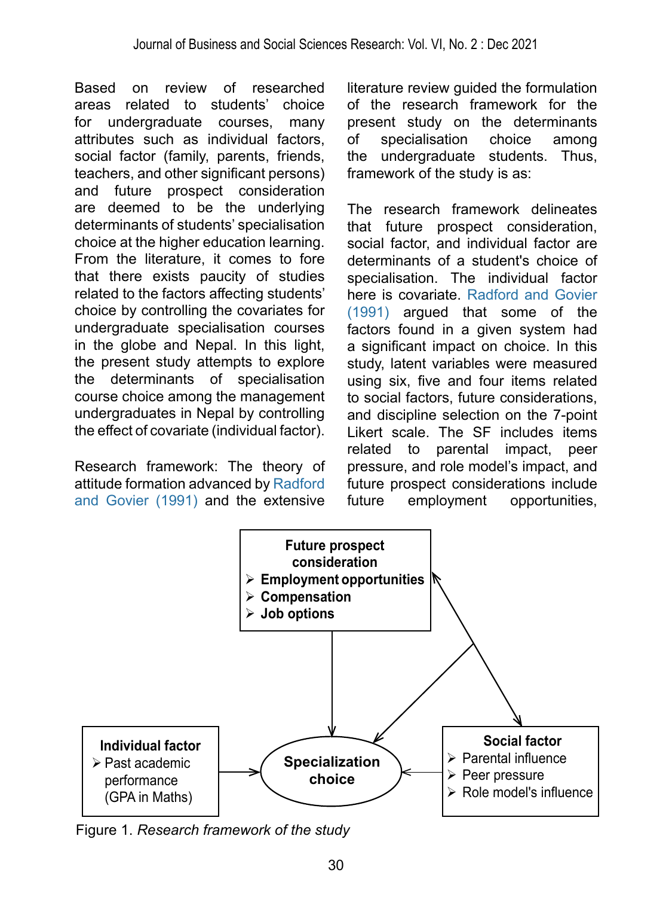Based on review of researched areas related to students' choice for undergraduate courses, many attributes such as individual factors, social factor (family, parents, friends, teachers, and other significant persons) and future prospect consideration are deemed to be the underlying determinants of students' specialisation choice at the higher education learning. From the literature, it comes to fore that there exists paucity of studies related to the factors affecting students' choice by controlling the covariates for undergraduate specialisation courses in the globe and Nepal. In this light, the present study attempts to explore the determinants of specialisation course choice among the management undergraduates in Nepal by controlling the effect of covariate (individual factor).

Research framework: The theory of attitude formation advanced by Radford and Govier (1991) and the extensive literature review guided the formulation of the research framework for the present study on the determinants of specialisation choice among the undergraduate students. Thus, framework of the study is as:

The research framework delineates that future prospect consideration, social factor, and individual factor are determinants of a student's choice of specialisation. The individual factor here is covariate. Radford and Govier (1991) argued that some of the factors found in a given system had a significant impact on choice. In this study, latent variables were measured using six, five and four items related to social factors, future considerations, and discipline selection on the 7-point Likert scale. The SF includes items related to parental impact, peer pressure, and role model's impact, and future prospect considerations include future employment opportunities,

**Future prospect consideration**
- **Employment opportunities**
- **Compensation**
- **Job options**

**Individual factor**
- Past academic performance (GPA in Maths)

**Specialization choice**

**Social factor**
- Parental influence
- Peer pressure
- Role model's influence

Figure 1. *Research framework of the study*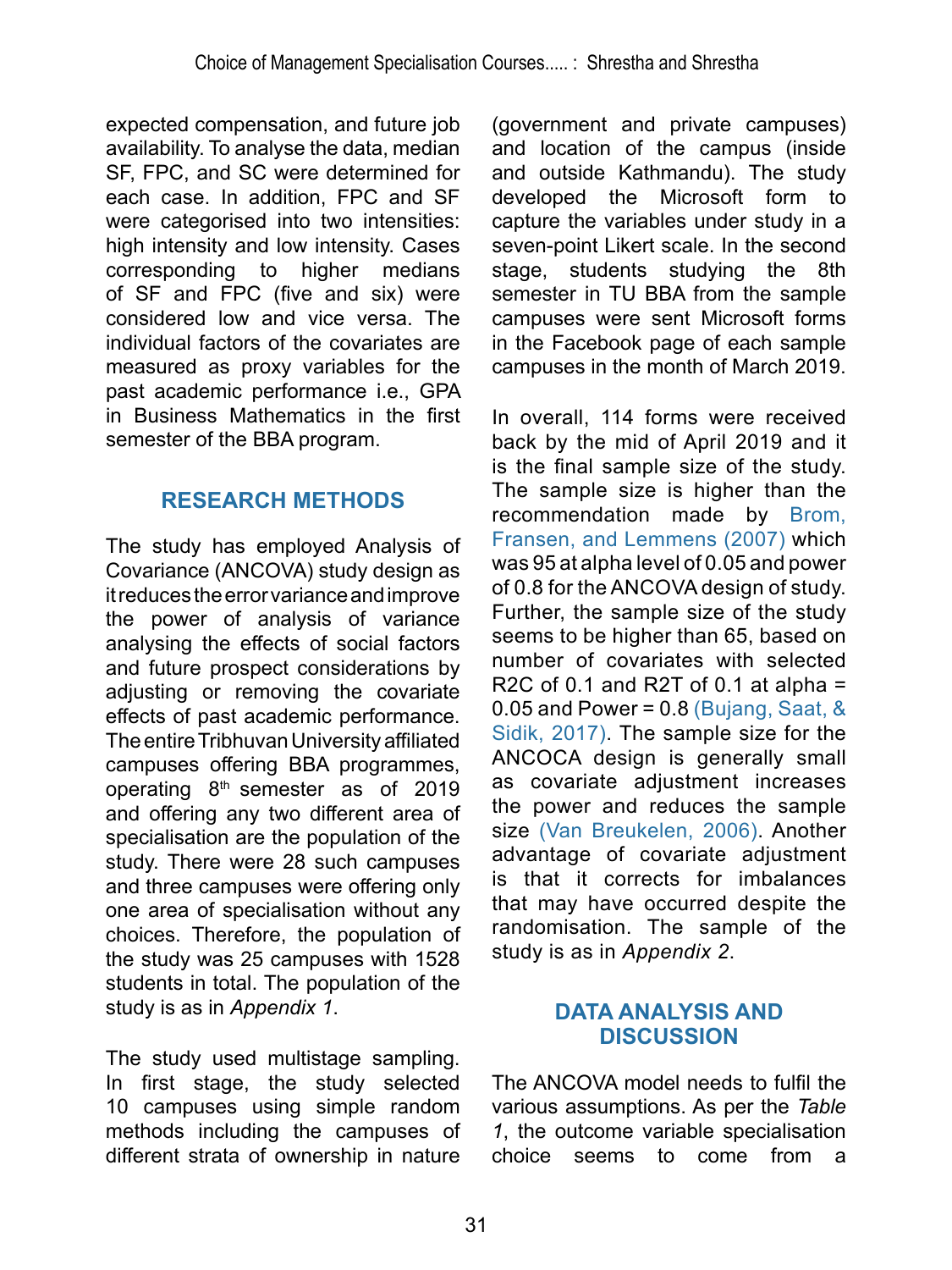expected compensation, and future job availability. To analyse the data, median SF, FPC, and SC were determined for each case. In addition, FPC and SF were categorised into two intensities: high intensity and low intensity. Cases corresponding to higher medians of SF and FPC (five and six) were considered low and vice versa. The individual factors of the covariates are measured as proxy variables for the past academic performance i.e., GPA in Business Mathematics in the first semester of the BBA program.

## RESEARCH METHODS

The study has employed Analysis of Covariance (ANCOVA) study design as it reduces the error variance and improve the power of analysis of variance analysing the effects of social factors and future prospect considerations by adjusting or removing the covariate effects of past academic performance. The entire Tribhuvan University affiliated campuses offering BBA programmes, operating 8th semester as of 2019 and offering any two different area of specialisation are the population of the study. There were 28 such campuses and three campuses were offering only one area of specialisation without any choices. Therefore, the population of the study was 25 campuses with 1528 students in total. The population of the study is as in *Appendix 1*.

The study used multistage sampling. In first stage, the study selected 10 campuses using simple random methods including the campuses of different strata of ownership in nature (government and private campuses) and location of the campus (inside and outside Kathmandu). The study developed the Microsoft form to capture the variables under study in a seven-point Likert scale. In the second stage, students studying the 8th semester in TU BBA from the sample campuses were sent Microsoft forms in the Facebook page of each sample campuses in the month of March 2019.

In overall, 114 forms were received back by the mid of April 2019 and it is the final sample size of the study. The sample size is higher than the recommendation made by Brom, Fransen, and Lemmens (2007) which was 95 at alpha level of 0.05 and power of 0.8 for the ANCOVA design of study. Further, the sample size of the study seems to be higher than 65, based on number of covariates with selected R2C of 0.1 and R2T of 0.1 at alpha = 0.05 and Power = 0.8 (Bujang, Saat, & Sidik, 2017). The sample size for the ANCOCA design is generally small as covariate adjustment increases the power and reduces the sample size (Van Breukelen, 2006). Another advantage of covariate adjustment is that it corrects for imbalances that may have occurred despite the randomisation. The sample of the study is as in *Appendix 2*.

## DATA ANALYSIS AND DISCUSSION

The ANCOVA model needs to fulfil the various assumptions. As per the *Table 1*, the outcome variable specialisation choice seems to come from a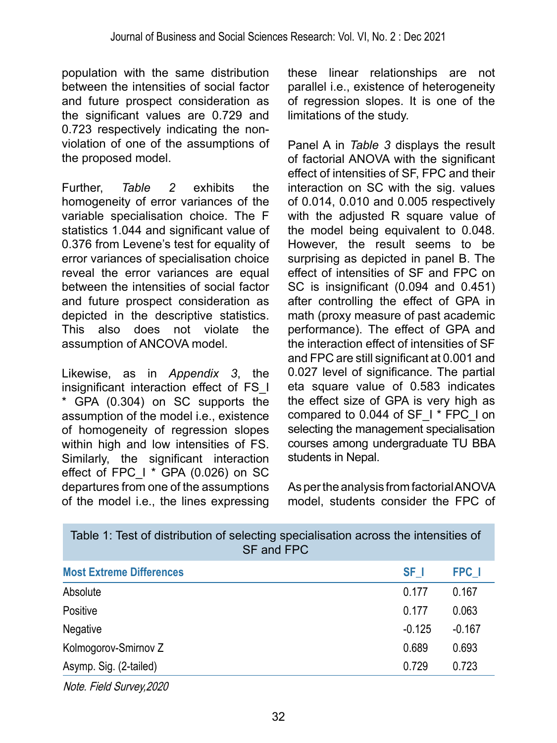population with the same distribution between the intensities of social factor and future prospect consideration as the significant values are 0.729 and 0.723 respectively indicating the non-violation of one of the assumptions of the proposed model.

Further, *Table 2* exhibits the homogeneity of error variances of the variable specialisation choice. The F statistics 1.044 and significant value of 0.376 from Levene's test for equality of error variances of specialisation choice reveal the error variances are equal between the intensities of social factor and future prospect consideration as depicted in the descriptive statistics. This also does not violate the assumption of ANCOVA model.

Likewise, as in *Appendix 3*, the insignificant interaction effect of FS_I * GPA (0.304) on SC supports the assumption of the model i.e., existence of homogeneity of regression slopes within high and low intensities of FS. Similarly, the significant interaction effect of FPC_I * GPA (0.026) on SC departures from one of the assumptions of the model i.e., the lines expressing these linear relationships are not parallel i.e., existence of heterogeneity of regression slopes. It is one of the limitations of the study.

Panel A in *Table 3* displays the result of factorial ANOVA with the significant effect of intensities of SF, FPC and their interaction on SC with the sig. values of 0.014, 0.010 and 0.005 respectively with the adjusted R square value of the model being equivalent to 0.048. However, the result seems to be surprising as depicted in panel B. The effect of intensities of SF and FPC on SC is insignificant (0.094 and 0.451) after controlling the effect of GPA in math (proxy measure of past academic performance). The effect of GPA and the interaction effect of intensities of SF and FPC are still significant at 0.001 and 0.027 level of significance. The partial eta square value of 0.583 indicates the effect size of GPA is very high as compared to 0.044 of SF_I * FPC_I on selecting the management specialisation courses among undergraduate TU BBA students in Nepal.

As per the analysis from factorial ANOVA model, students consider the FPC of

Table 1: Test of distribution of selecting specialisation across the intensities of SF and FPC

| Most Extreme Differences | SF_I | FPC_I |
|---|---|---|
| Absolute | 0.177 | 0.167 |
| Positive | 0.177 | 0.063 |
| Negative | -0.125 | -0.167 |
| Kolmogorov-Smirnov Z | 0.689 | 0.693 |
| Asymp. Sig. (2-tailed) | 0.729 | 0.723 |

*Note. Field Survey,2020*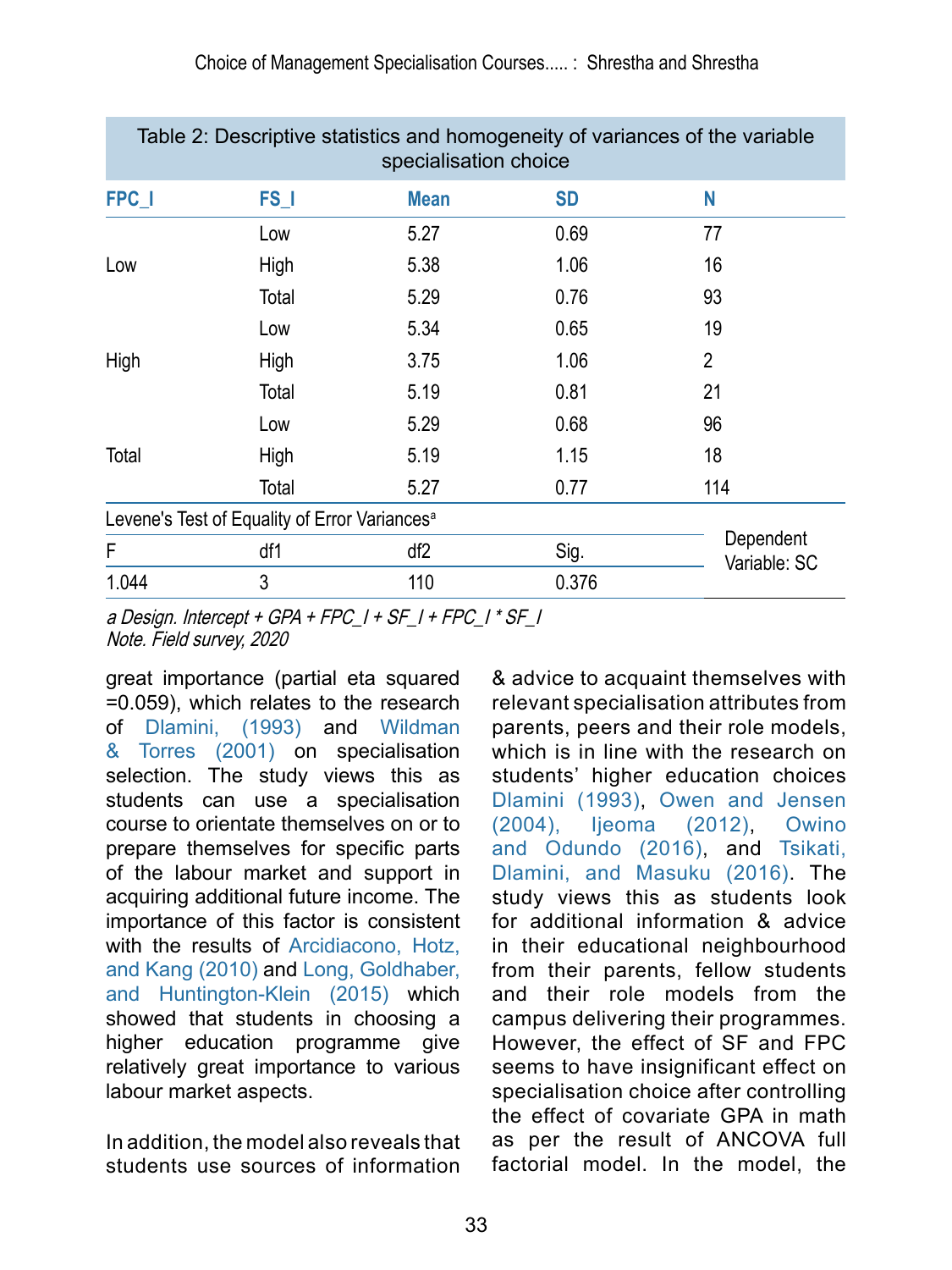Table 2: Descriptive statistics and homogeneity of variances of the variable specialisation choice

| FPC_I | FS_I | Mean | SD | N |
|---|---|---|---|---|
| Low | Low | 5.27 | 0.69 | 77 |
| | High | 5.38 | 1.06 | 16 |
| | Total | 5.29 | 0.76 | 93 |
| High | Low | 5.34 | 0.65 | 19 |
| | High | 3.75 | 1.06 | 2 |
| | Total | 5.19 | 0.81 | 21 |
| Total | Low | 5.29 | 0.68 | 96 |
| | High | 5.19 | 1.15 | 18 |
| | Total | 5.27 | 0.77 | 114 |

Levene's Test of Equality of Error Variances[a]

| F | df1 | df2 | Sig. | Dependent Variable: SC |
|---|---|---|---|---|
| 1.044 | 3 | 110 | 0.376 | |

*a Design. Intercept + GPA + FPC_I + SF_I + FPC_I * SF_I*
*Note. Field survey, 2020*

great importance (partial eta squared =0.059), which relates to the research of Dlamini, (1993) and Wildman & Torres (2001) on specialisation selection. The study views this as students can use a specialisation course to orientate themselves on or to prepare themselves for specific parts of the labour market and support in acquiring additional future income. The importance of this factor is consistent with the results of Arcidiacono, Hotz, and Kang (2010) and Long, Goldhaber, and Huntington-Klein (2015) which showed that students in choosing a higher education programme give relatively great importance to various labour market aspects.

In addition, the model also reveals that students use sources of information & advice to acquaint themselves with relevant specialisation attributes from parents, peers and their role models, which is in line with the research on students' higher education choices Dlamini (1993), Owen and Jensen (2004), Ijeoma (2012), Owino and Odundo (2016), and Tsikati, Dlamini, and Masuku (2016). The study views this as students look for additional information & advice in their educational neighbourhood from their parents, fellow students and their role models from the campus delivering their programmes. However, the effect of SF and FPC seems to have insignificant effect on specialisation choice after controlling the effect of covariate GPA in math as per the result of ANCOVA full factorial model. In the model, the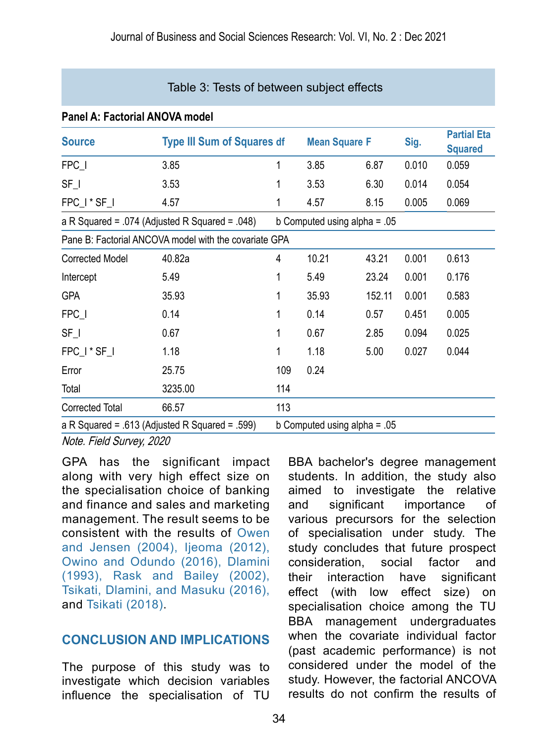Table 3: Tests of between subject effects

**Panel A: Factorial ANOVA model**

| Source | Type III Sum of Squares | df | Mean Square | F | Sig. | Partial Eta Squared |
|---|---|---|---|---|---|---|
| FPC_I | 3.85 | 1 | 3.85 | 6.87 | 0.010 | 0.059 |
| SF_I | 3.53 | 1 | 3.53 | 6.30 | 0.014 | 0.054 |
| FPC_I * SF_I | 4.57 | 1 | 4.57 | 8.15 | 0.005 | 0.069 |
| a R Squared = .074 (Adjusted R Squared = .048) | | b Computed using alpha = .05 | | | | |
| Pane B: Factorial ANCOVA model with the covariate GPA | | | | | | |
| Corrected Model | 40.82a | 4 | 10.21 | 43.21 | 0.001 | 0.613 |
| Intercept | 5.49 | 1 | 5.49 | 23.24 | 0.001 | 0.176 |
| GPA | 35.93 | 1 | 35.93 | 152.11 | 0.001 | 0.583 |
| FPC_I | 0.14 | 1 | 0.14 | 0.57 | 0.451 | 0.005 |
| SF_I | 0.67 | 1 | 0.67 | 2.85 | 0.094 | 0.025 |
| FPC_I * SF_I | 1.18 | 1 | 1.18 | 5.00 | 0.027 | 0.044 |
| Error | 25.75 | 109 | 0.24 | | | |
| Total | 3235.00 | 114 | | | | |
| Corrected Total | 66.57 | 113 | | | | |
| a R Squared = .613 (Adjusted R Squared = .599) | | b Computed using alpha = .05 | | | | |

*Note. Field Survey, 2020*

GPA has the significant impact along with very high effect size on the specialisation choice of banking and finance and sales and marketing management. The result seems to be consistent with the results of Owen and Jensen (2004), Ijeoma (2012), Owino and Odundo (2016), Dlamini (1993), Rask and Bailey (2002), Tsikati, Dlamini, and Masuku (2016), and Tsikati (2018).

## CONCLUSION AND IMPLICATIONS

The purpose of this study was to investigate which decision variables influence the specialisation of TU BBA bachelor's degree management students. In addition, the study also aimed to investigate the relative and significant importance of various precursors for the selection of specialisation under study. The study concludes that future prospect consideration, social factor and their interaction have significant effect (with low effect size) on specialisation choice among the TU BBA management undergraduates when the covariate individual factor (past academic performance) is not considered under the model of the study. However, the factorial ANCOVA results do not confirm the results of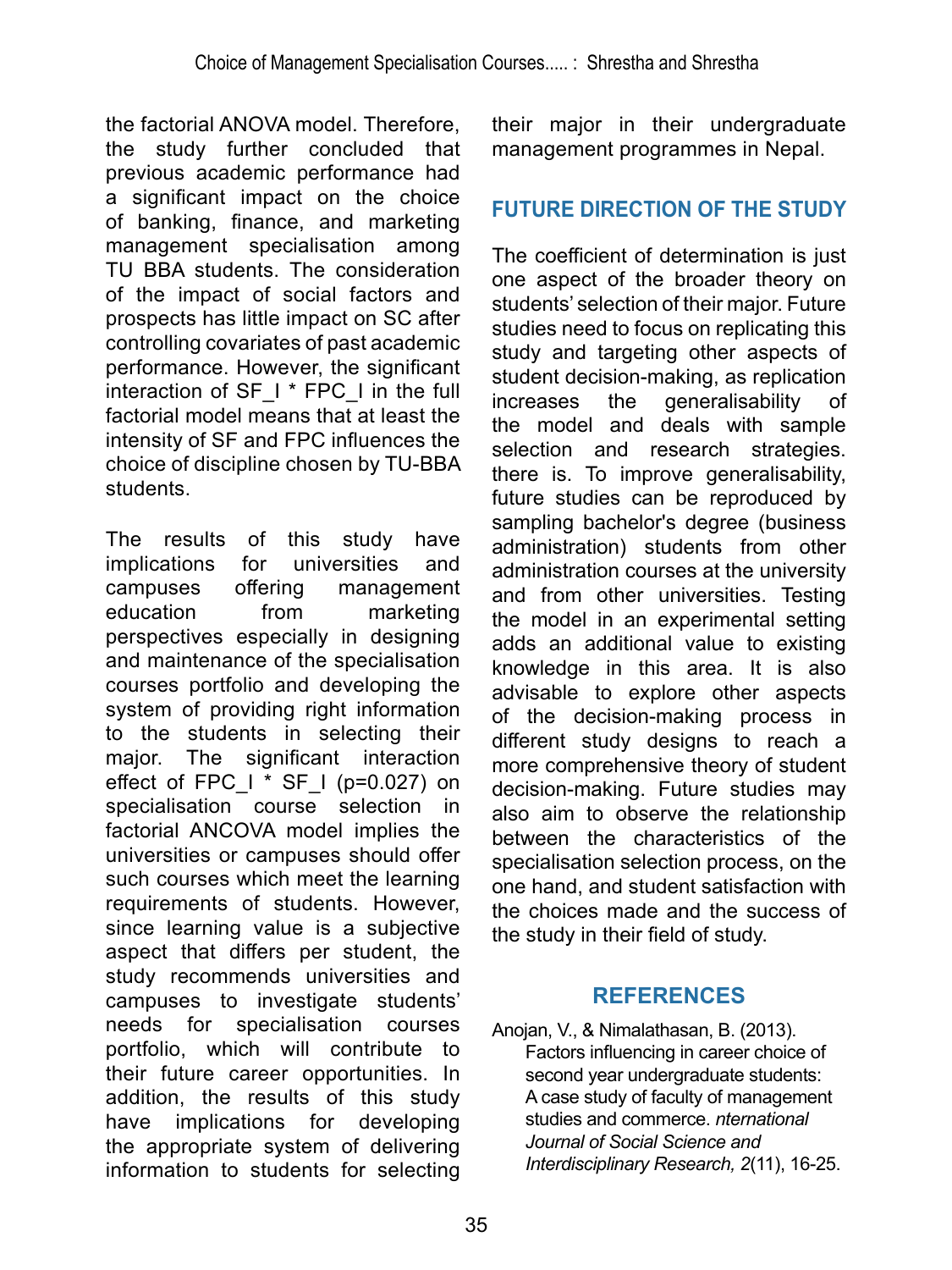the factorial ANOVA model. Therefore, the study further concluded that previous academic performance had a significant impact on the choice of banking, finance, and marketing management specialisation among TU BBA students. The consideration of the impact of social factors and prospects has little impact on SC after controlling covariates of past academic performance. However, the significant interaction of SF_I * FPC_I in the full factorial model means that at least the intensity of SF and FPC influences the choice of discipline chosen by TU-BBA students.

The results of this study have implications for universities and campuses offering management education from marketing perspectives especially in designing and maintenance of the specialisation courses portfolio and developing the system of providing right information to the students in selecting their major. The significant interaction effect of FPC_I * SF_I (p=0.027) on specialisation course selection in factorial ANCOVA model implies the universities or campuses should offer such courses which meet the learning requirements of students. However, since learning value is a subjective aspect that differs per student, the study recommends universities and campuses to investigate students' needs for specialisation courses portfolio, which will contribute to their future career opportunities. In addition, the results of this study have implications for developing the appropriate system of delivering information to students for selecting their major in their undergraduate management programmes in Nepal.

## FUTURE DIRECTION OF THE STUDY

The coefficient of determination is just one aspect of the broader theory on students' selection of their major. Future studies need to focus on replicating this study and targeting other aspects of student decision-making, as replication increases the generalisability of the model and deals with sample selection and research strategies. there is. To improve generalisability, future studies can be reproduced by sampling bachelor's degree (business administration) students from other administration courses at the university and from other universities. Testing the model in an experimental setting adds an additional value to existing knowledge in this area. It is also advisable to explore other aspects of the decision-making process in different study designs to reach a more comprehensive theory of student decision-making. Future studies may also aim to observe the relationship between the characteristics of the specialisation selection process, on the one hand, and student satisfaction with the choices made and the success of the study in their field of study.

## REFERENCES

Anojan, V., & Nimalathasan, B. (2013). Factors influencing in career choice of second year undergraduate students: A case study of faculty of management studies and commerce. *nternational Journal of Social Science and Interdisciplinary Research, 2*(11), 16-25.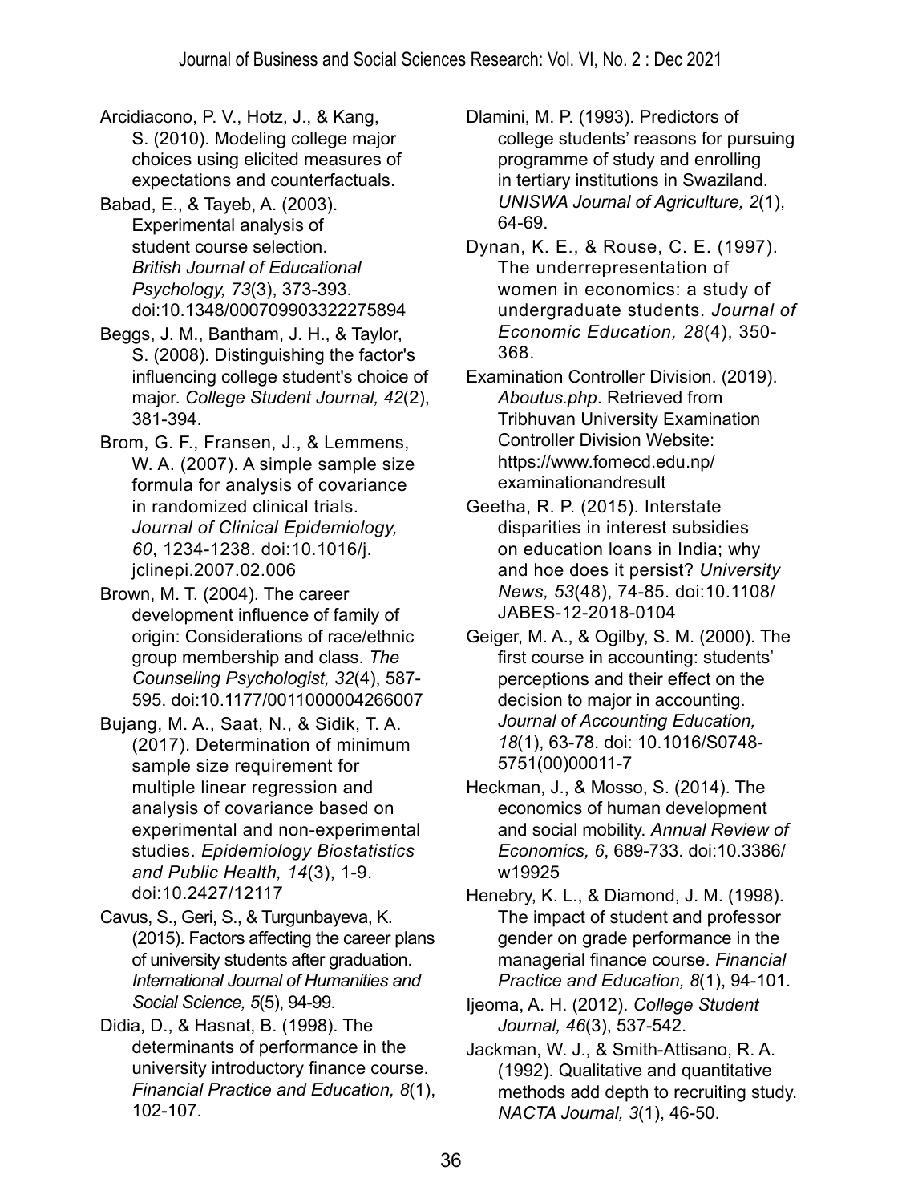Arcidiacono, P. V., Hotz, J., & Kang, S. (2010). Modeling college major choices using elicited measures of expectations and counterfactuals.

Babad, E., & Tayeb, A. (2003). Experimental analysis of student course selection. *British Journal of Educational Psychology, 73*(3), 373-393. doi:10.1348/000709903322275894

Beggs, J. M., Bantham, J. H., & Taylor, S. (2008). Distinguishing the factor's influencing college student's choice of major. *College Student Journal, 42*(2), 381-394.

Brom, G. F., Fransen, J., & Lemmens, W. A. (2007). A simple sample size formula for analysis of covariance in randomized clinical trials. *Journal of Clinical Epidemiology, 60*, 1234-1238. doi:10.1016/j.jclinepi.2007.02.006

Brown, M. T. (2004). The career development influence of family of origin: Considerations of race/ethnic group membership and class. *The Counseling Psychologist, 32*(4), 587-595. doi:10.1177/0011000004266007

Bujang, M. A., Saat, N., & Sidik, T. A. (2017). Determination of minimum sample size requirement for multiple linear regression and analysis of covariance based on experimental and non-experimental studies. *Epidemiology Biostatistics and Public Health, 14*(3), 1-9. doi:10.2427/12117

Cavus, S., Geri, S., & Turgunbayeva, K. (2015). Factors affecting the career plans of university students after graduation. *International Journal of Humanities and Social Science, 5*(5), 94-99.

Didia, D., & Hasnat, B. (1998). The determinants of performance in the university introductory finance course. *Financial Practice and Education, 8*(1), 102-107.

Dlamini, M. P. (1993). Predictors of college students' reasons for pursuing programme of study and enrolling in tertiary institutions in Swaziland. *UNISWA Journal of Agriculture, 2*(1), 64-69.

Dynan, K. E., & Rouse, C. E. (1997). The underrepresentation of women in economics: a study of undergraduate students. *Journal of Economic Education, 28*(4), 350-368.

Examination Controller Division. (2019). *Aboutus.php*. Retrieved from Tribhuvan University Examination Controller Division Website: https://www.fomecd.edu.np/examinationandresult

Geetha, R. P. (2015). Interstate disparities in interest subsidies on education loans in India; why and hoe does it persist? *University News, 53*(48), 74-85. doi:10.1108/JABES-12-2018-0104

Geiger, M. A., & Ogilby, S. M. (2000). The first course in accounting: students' perceptions and their effect on the decision to major in accounting. *Journal of Accounting Education, 18*(1), 63-78. doi: 10.1016/S0748-5751(00)00011-7

Heckman, J., & Mosso, S. (2014). The economics of human development and social mobility. *Annual Review of Economics, 6*, 689-733. doi:10.3386/w19925

Henebry, K. L., & Diamond, J. M. (1998). The impact of student and professor gender on grade performance in the managerial finance course. *Financial Practice and Education, 8*(1), 94-101.

Ijeoma, A. H. (2012). *College Student Journal, 46*(3), 537-542.

Jackman, W. J., & Smith-Attisano, R. A. (1992). Qualitative and quantitative methods add depth to recruiting study. *NACTA Journal, 3*(1), 46-50.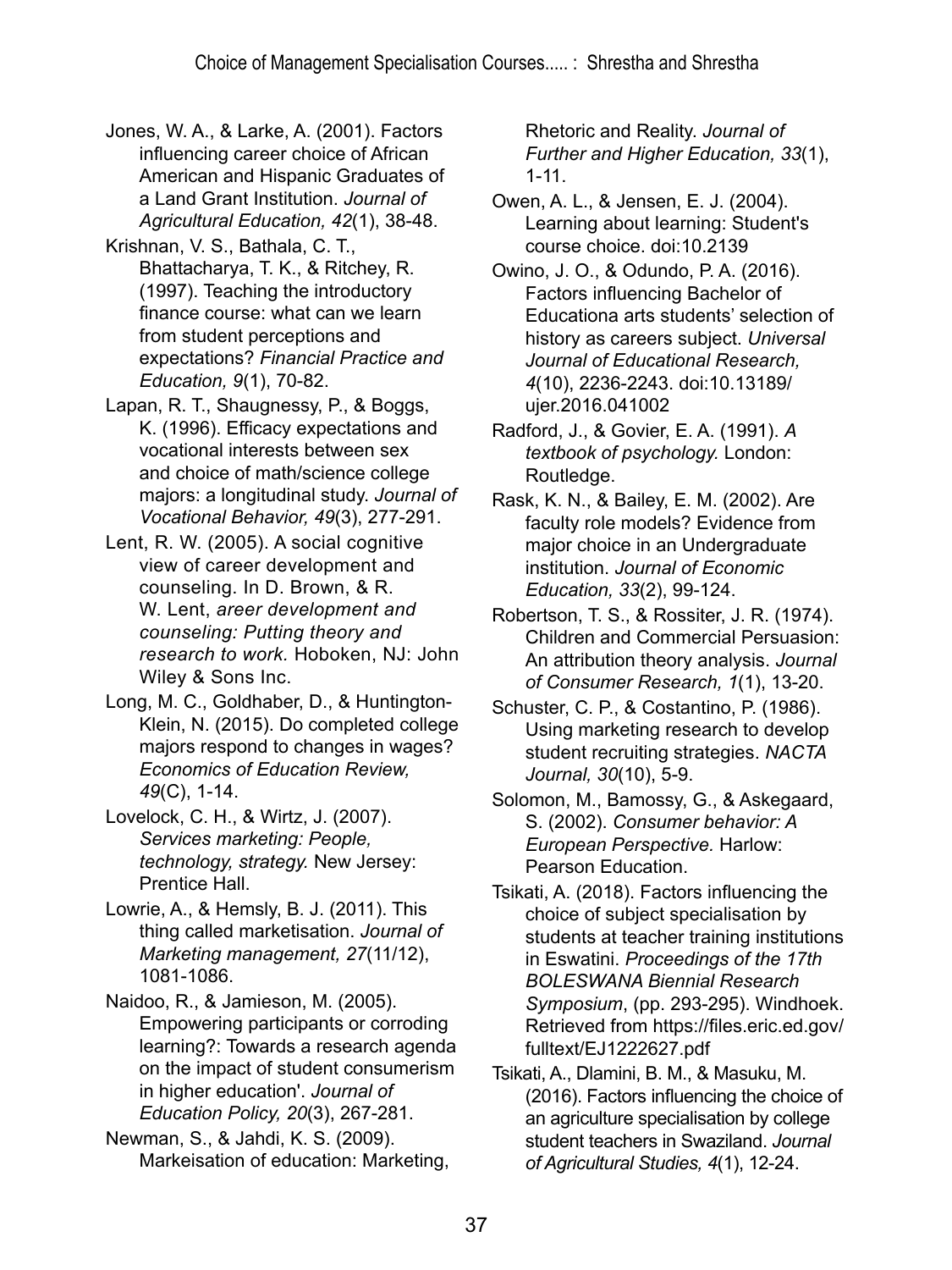Jones, W. A., & Larke, A. (2001). Factors influencing career choice of African American and Hispanic Graduates of a Land Grant Institution. *Journal of Agricultural Education, 42*(1), 38-48.

Krishnan, V. S., Bathala, C. T., Bhattacharya, T. K., & Ritchey, R. (1997). Teaching the introductory finance course: what can we learn from student perceptions and expectations? *Financial Practice and Education, 9*(1), 70-82.

Lapan, R. T., Shaugnessy, P., & Boggs, K. (1996). Efficacy expectations and vocational interests between sex and choice of math/science college majors: a longitudinal study. *Journal of Vocational Behavior, 49*(3), 277-291.

Lent, R. W. (2005). A social cognitive view of career development and counseling. In D. Brown, & R. W. Lent, *areer development and counseling: Putting theory and research to work.* Hoboken, NJ: John Wiley & Sons Inc.

Long, M. C., Goldhaber, D., & Huntington-Klein, N. (2015). Do completed college majors respond to changes in wages? *Economics of Education Review, 49*(C), 1-14.

Lovelock, C. H., & Wirtz, J. (2007). *Services marketing: People, technology, strategy.* New Jersey: Prentice Hall.

Lowrie, A., & Hemsly, B. J. (2011). This thing called marketisation. *Journal of Marketing management, 27*(11/12), 1081-1086.

Naidoo, R., & Jamieson, M. (2005). Empowering participants or corroding learning?: Towards a research agenda on the impact of student consumerism in higher education'. *Journal of Education Policy, 20*(3), 267-281.

Newman, S., & Jahdi, K. S. (2009). Markeisation of education: Marketing, Rhetoric and Reality. *Journal of Further and Higher Education, 33*(1), 1-11.

Owen, A. L., & Jensen, E. J. (2004). Learning about learning: Student's course choice. doi:10.2139

Owino, J. O., & Odundo, P. A. (2016). Factors influencing Bachelor of Educationa arts students' selection of history as careers subject. *Universal Journal of Educational Research, 4*(10), 2236-2243. doi:10.13189/ujer.2016.041002

Radford, J., & Govier, E. A. (1991). *A textbook of psychology.* London: Routledge.

Rask, K. N., & Bailey, E. M. (2002). Are faculty role models? Evidence from major choice in an Undergraduate institution. *Journal of Economic Education, 33*(2), 99-124.

Robertson, T. S., & Rossiter, J. R. (1974). Children and Commercial Persuasion: An attribution theory analysis. *Journal of Consumer Research, 1*(1), 13-20.

Schuster, C. P., & Costantino, P. (1986). Using marketing research to develop student recruiting strategies. *NACTA Journal, 30*(10), 5-9.

Solomon, M., Bamossy, G., & Askegaard, S. (2002). *Consumer behavior: A European Perspective.* Harlow: Pearson Education.

Tsikati, A. (2018). Factors influencing the choice of subject specialisation by students at teacher training institutions in Eswatini. *Proceedings of the 17th BOLESWANA Biennial Research Symposium*, (pp. 293-295). Windhoek. Retrieved from https://files.eric.ed.gov/fulltext/EJ1222627.pdf

Tsikati, A., Dlamini, B. M., & Masuku, M. (2016). Factors influencing the choice of an agriculture specialisation by college student teachers in Swaziland. *Journal of Agricultural Studies, 4*(1), 12-24.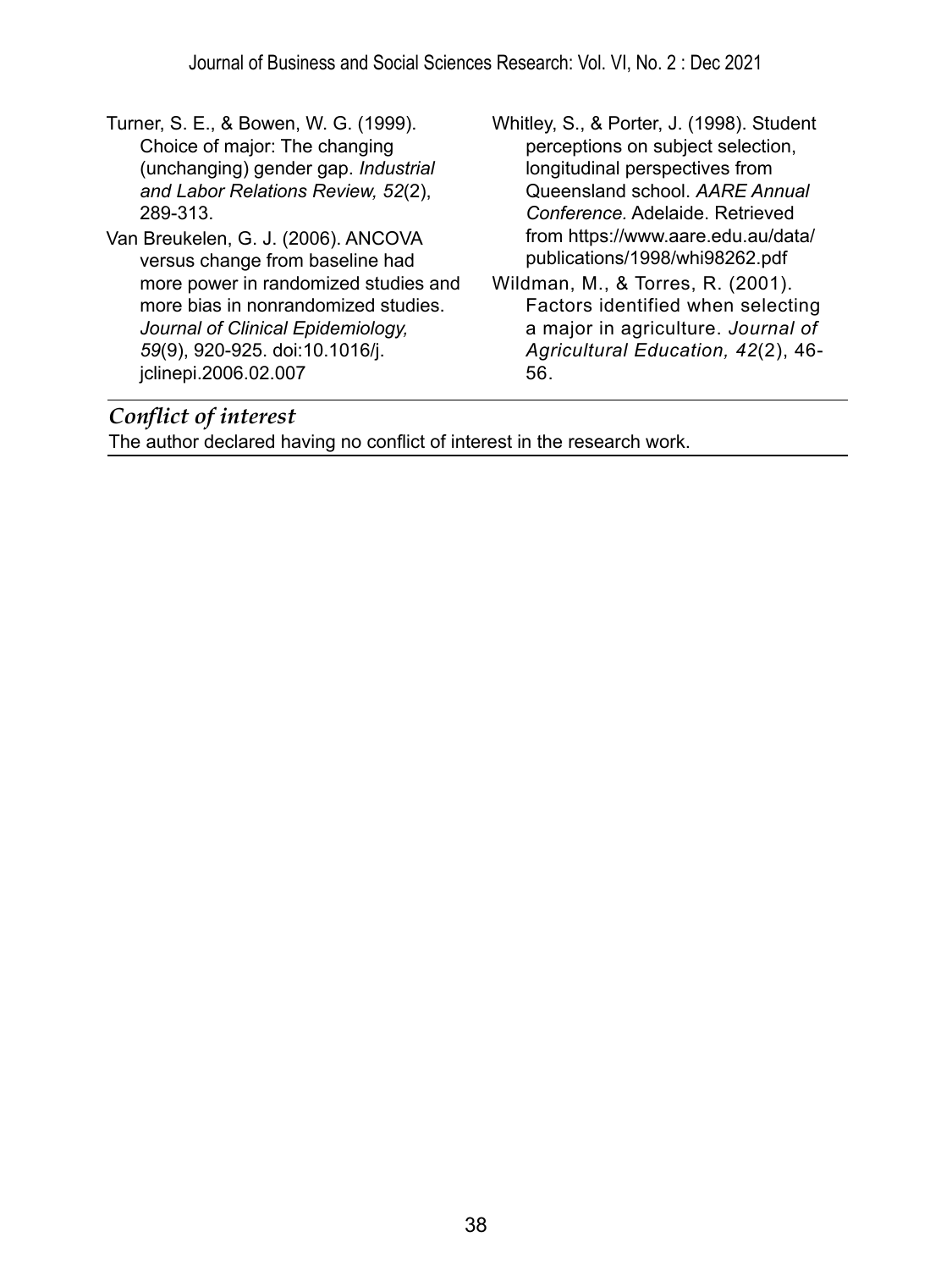Turner, S. E., & Bowen, W. G. (1999). Choice of major: The changing (unchanging) gender gap. *Industrial and Labor Relations Review, 52*(2), 289-313.

Van Breukelen, G. J. (2006). ANCOVA versus change from baseline had more power in randomized studies and more bias in nonrandomized studies. *Journal of Clinical Epidemiology, 59*(9), 920-925. doi:10.1016/j.jclinepi.2006.02.007

Whitley, S., & Porter, J. (1998). Student perceptions on subject selection, longitudinal perspectives from Queensland school. *AARE Annual Conference.* Adelaide. Retrieved from https://www.aare.edu.au/data/publications/1998/whi98262.pdf

Wildman, M., & Torres, R. (2001). Factors identified when selecting a major in agriculture. *Journal of Agricultural Education, 42*(2), 46-56.

## *Conflict of interest*

The author declared having no conflict of interest in the research work.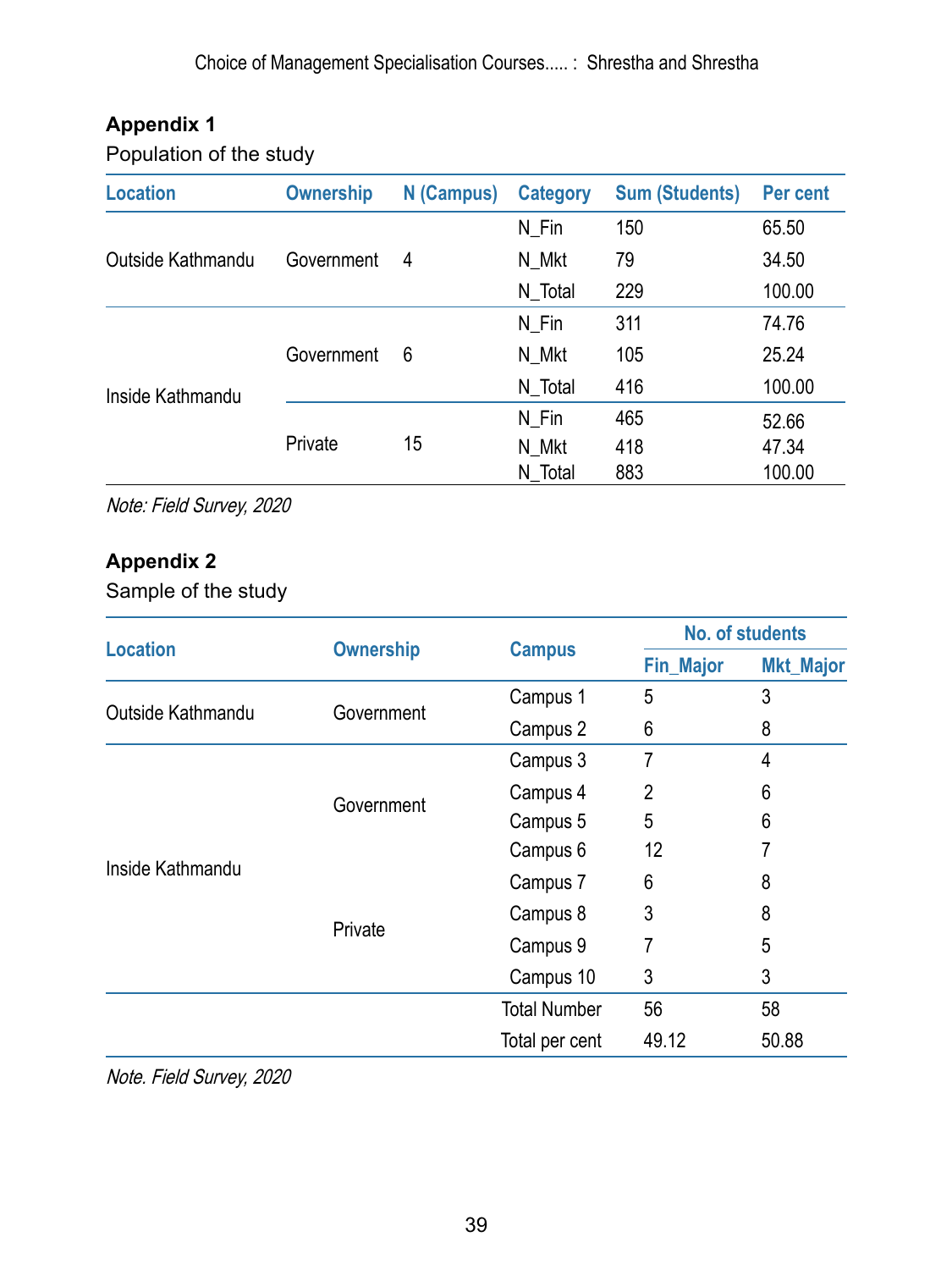**Appendix 1**

Population of the study

| Location | Ownership | N (Campus) | Category | Sum (Students) | Per cent |
|---|---|---|---|---|---|
| Outside Kathmandu | Government | 4 | N_Fin | 150 | 65.50 |
| | | | N_Mkt | 79 | 34.50 |
| | | | N_Total | 229 | 100.00 |
| Inside Kathmandu | Government | 6 | N_Fin | 311 | 74.76 |
| | | | N_Mkt | 105 | 25.24 |
| | | | N_Total | 416 | 100.00 |
| | Private | 15 | N_Fin | 465 | 52.66 |
| | | | N_Mkt | 418 | 47.34 |
| | | | N_Total | 883 | 100.00 |

*Note: Field Survey, 2020*

**Appendix 2**

Sample of the study

| Location | Ownership | Campus | No. of students | |
|---|---|---|---|---|
| | | | Fin_Major | Mkt_Major |
| Outside Kathmandu | Government | Campus 1 | 5 | 3 |
| | | Campus 2 | 6 | 8 |
| Inside Kathmandu | Government | Campus 3 | 7 | 4 |
| | | Campus 4 | 2 | 6 |
| | | Campus 5 | 5 | 6 |
| | | Campus 6 | 12 | 7 |
| | Private | Campus 7 | 6 | 8 |
| | | Campus 8 | 3 | 8 |
| | | Campus 9 | 7 | 5 |
| | | Campus 10 | 3 | 3 |
| | | Total Number | 56 | 58 |
| | | Total per cent | 49.12 | 50.88 |

*Note. Field Survey, 2020*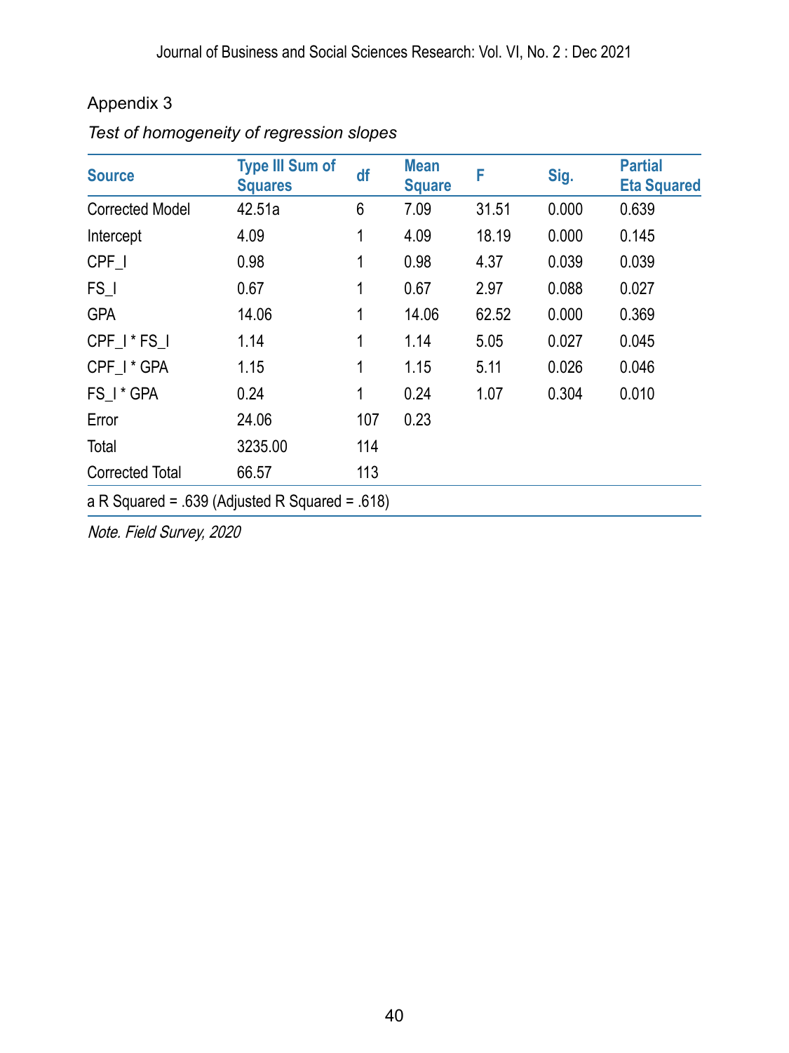Appendix 3

*Test of homogeneity of regression slopes*

| Source | Type III Sum of Squares | df | Mean Square | F | Sig. | Partial Eta Squared |
|---|---|---|---|---|---|---|
| Corrected Model | 42.51a | 6 | 7.09 | 31.51 | 0.000 | 0.639 |
| Intercept | 4.09 | 1 | 4.09 | 18.19 | 0.000 | 0.145 |
| CPF_I | 0.98 | 1 | 0.98 | 4.37 | 0.039 | 0.039 |
| FS_I | 0.67 | 1 | 0.67 | 2.97 | 0.088 | 0.027 |
| GPA | 14.06 | 1 | 14.06 | 62.52 | 0.000 | 0.369 |
| CPF_I * FS_I | 1.14 | 1 | 1.14 | 5.05 | 0.027 | 0.045 |
| CPF_I * GPA | 1.15 | 1 | 1.15 | 5.11 | 0.026 | 0.046 |
| FS_I * GPA | 0.24 | 1 | 0.24 | 1.07 | 0.304 | 0.010 |
| Error | 24.06 | 107 | 0.23 | | | |
| Total | 3235.00 | 114 | | | | |
| Corrected Total | 66.57 | 113 | | | | |

a R Squared = .639 (Adjusted R Squared = .618)

*Note. Field Survey, 2020*